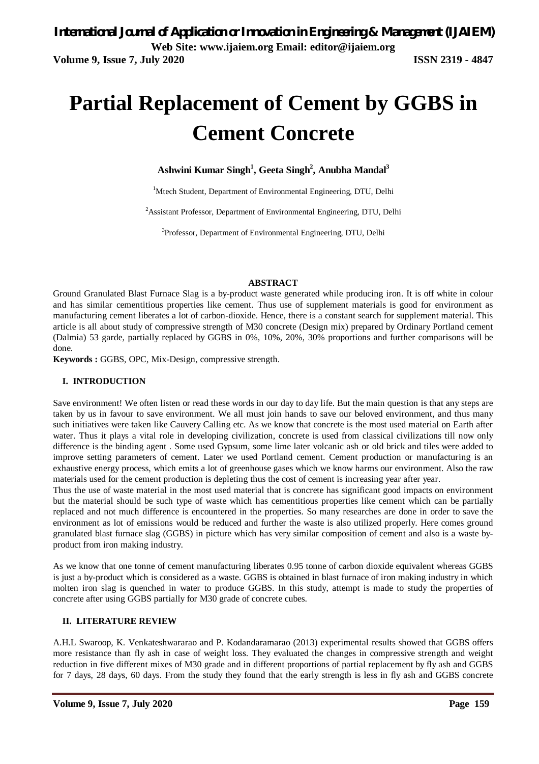# Partial Replacement of Cement by GGBS in Cement Concrete

**Ashwini Kumar Singh[1], Geeta Singh[2], Anubha Mandal[3]**

[1]Mtech Student, Department of Environmental Engineering, DTU, Delhi

[2]Assistant Professor, Department of Environmental Engineering, DTU, Delhi

[3]Professor, Department of Environmental Engineering, DTU, Delhi

## ABSTRACT

Ground Granulated Blast Furnace Slag is a by-product waste generated while producing iron. It is off white in colour and has similar cementitious properties like cement. Thus use of supplement materials is good for environment as manufacturing cement liberates a lot of carbon-dioxide. Hence, there is a constant search for supplement material. This article is all about study of compressive strength of M30 concrete (Design mix) prepared by Ordinary Portland cement (Dalmia) 53 garde, partially replaced by GGBS in 0%, 10%, 20%, 30% proportions and further comparisons will be done.

**Keywords :** GGBS, OPC, Mix-Design, compressive strength.

## I. INTRODUCTION

Save environment! We often listen or read these words in our day to day life. But the main question is that any steps are taken by us in favour to save environment. We all must join hands to save our beloved environment, and thus many such initiatives were taken like Cauvery Calling etc. As we know that concrete is the most used material on Earth after water. Thus it plays a vital role in developing civilization, concrete is used from classical civilizations till now only difference is the binding agent . Some used Gypsum, some lime later volcanic ash or old brick and tiles were added to improve setting parameters of cement. Later we used Portland cement. Cement production or manufacturing is an exhaustive energy process, which emits a lot of greenhouse gases which we know harms our environment. Also the raw materials used for the cement production is depleting thus the cost of cement is increasing year after year.

Thus the use of waste material in the most used material that is concrete has significant good impacts on environment but the material should be such type of waste which has cementitious properties like cement which can be partially replaced and not much difference is encountered in the properties. So many researches are done in order to save the environment as lot of emissions would be reduced and further the waste is also utilized properly. Here comes ground granulated blast furnace slag (GGBS) in picture which has very similar composition of cement and also is a waste by-product from iron making industry.

As we know that one tonne of cement manufacturing liberates 0.95 tonne of carbon dioxide equivalent whereas GGBS is just a by-product which is considered as a waste. GGBS is obtained in blast furnace of iron making industry in which molten iron slag is quenched in water to produce GGBS. In this study, attempt is made to study the properties of concrete after using GGBS partially for M30 grade of concrete cubes.

## II. LITERATURE REVIEW

A.H.L Swaroop, K. Venkateshwararao and P. Kodandaramarao (2013) experimental results showed that GGBS offers more resistance than fly ash in case of weight loss. They evaluated the changes in compressive strength and weight reduction in five different mixes of M30 grade and in different proportions of partial replacement by fly ash and GGBS for 7 days, 28 days, 60 days. From the study they found that the early strength is less in fly ash and GGBS concrete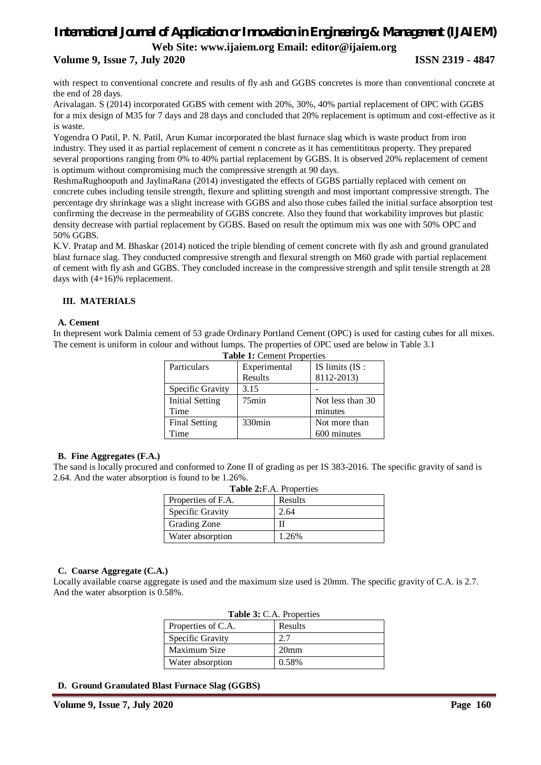with respect to conventional concrete and results of fly ash and GGBS concretes is more than conventional concrete at the end of 28 days.

Arivalagan. S (2014) incorporated GGBS with cement with 20%, 30%, 40% partial replacement of OPC with GGBS for a mix design of M35 for 7 days and 28 days and concluded that 20% replacement is optimum and cost-effective as it is waste.

Yogendra O Patil, P. N. Patil, Arun Kumar incorporated the blast furnace slag which is waste product from iron industry. They used it as partial replacement of cement n concrete as it has cementitious property. They prepared several proportions ranging from 0% to 40% partial replacement by GGBS. It is observed 20% replacement of cement is optimum without compromising much the compressive strength at 90 days.

ReshmaRughooputh and JaylinaRana (2014) investigated the effects of GGBS partially replaced with cement on concrete cubes including tensile strength, flexure and splitting strength and most important compressive strength. The percentage dry shrinkage was a slight increase with GGBS and also those cubes failed the initial surface absorption test confirming the decrease in the permeability of GGBS concrete. Also they found that workability improves but plastic density decrease with partial replacement by GGBS. Based on result the optimum mix was one with 50% OPC and 50% GGBS.

K.V. Pratap and M. Bhaskar (2014) noticed the triple blending of cement concrete with fly ash and ground granulated blast furnace slag. They conducted compressive strength and flexural strength on M60 grade with partial replacement of cement with fly ash and GGBS. They concluded increase in the compressive strength and split tensile strength at 28 days with (4+16)% replacement.

## III. MATERIALS

### A. Cement

In thepresent work Dalmia cement of 53 grade Ordinary Portland Cement (OPC) is used for casting cubes for all mixes. The cement is uniform in colour and without lumps. The properties of OPC used are below in Table 3.1

**Table 1:** Cement Properties

| Particulars | Experimental Results | IS limits (IS : 8112-2013) |
|---|---|---|
| Specific Gravity | 3.15 | - |
| Initial Setting Time | 75min | Not less than 30 minutes |
| Final Setting Time | 330min | Not more than 600 minutes |

### B. Fine Aggregates (F.A.)

The sand is locally procured and conformed to Zone II of grading as per IS 383-2016. The specific gravity of sand is 2.64. And the water absorption is found to be 1.26%.

**Table 2:**F.A. Properties

| Properties of F.A. | Results |
|---|---|
| Specific Gravity | 2.64 |
| Grading Zone | II |
| Water absorption | 1.26% |

### C. Coarse Aggregate (C.A.)

Locally available coarse aggregate is used and the maximum size used is 20mm. The specific gravity of C.A. is 2.7. And the water absorption is 0.58%.

**Table 3:** C.A. Properties

| Properties of C.A. | Results |
|---|---|
| Specific Gravity | 2.7 |
| Maximum Size | 20mm |
| Water absorption | 0.58% |

### D. Ground Granulated Blast Furnace Slag (GGBS)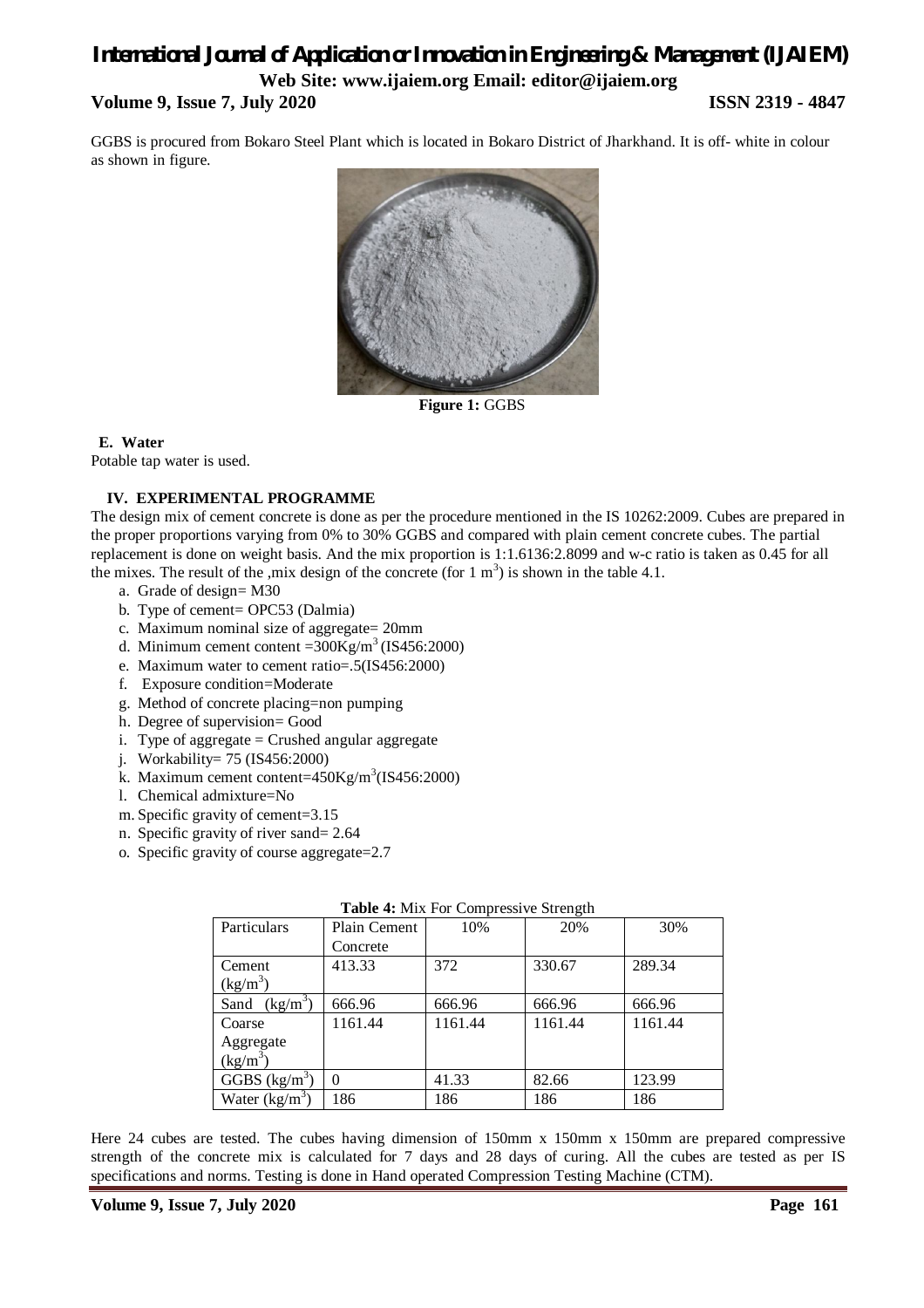GGBS is procured from Bokaro Steel Plant which is located in Bokaro District of Jharkhand. It is off- white in colour as shown in figure.

**Figure 1:** GGBS

**E. Water**

Potable tap water is used.

## IV. EXPERIMENTAL PROGRAMME

The design mix of cement concrete is done as per the procedure mentioned in the IS 10262:2009. Cubes are prepared in the proper proportions varying from 0% to 30% GGBS and compared with plain cement concrete cubes. The partial replacement is done on weight basis. And the mix proportion is 1:1.6136:2.8099 and w-c ratio is taken as 0.45 for all the mixes. The result of the ,mix design of the concrete (for 1 $m^3$) is shown in the table 4.1.

a. Grade of design= M30
b. Type of cement= OPC53 (Dalmia)
c. Maximum nominal size of aggregate= 20mm
d. Minimum cement content =300Kg/$m^3$ (IS456:2000)
e. Maximum water to cement ratio=.5(IS456:2000)
f. Exposure condition=Moderate
g. Method of concrete placing=non pumping
h. Degree of supervision= Good
i. Type of aggregate = Crushed angular aggregate
j. Workability= 75 (IS456:2000)
k. Maximum cement content=450Kg/$m^3$(IS456:2000)
l. Chemical admixture=No
m. Specific gravity of cement=3.15
n. Specific gravity of river sand= 2.64
o. Specific gravity of course aggregate=2.7

**Table 4:** Mix For Compressive Strength

| Particulars | Plain Cement Concrete | 10% | 20% | 30% |
|---|---|---|---|---|
| Cement (kg/$m^3$) | 413.33 | 372 | 330.67 | 289.34 |
| Sand (kg/$m^3$) | 666.96 | 666.96 | 666.96 | 666.96 |
| Coarse Aggregate (kg/$m^3$) | 1161.44 | 1161.44 | 1161.44 | 1161.44 |
| GGBS (kg/$m^3$) | 0 | 41.33 | 82.66 | 123.99 |
| Water (kg/$m^3$) | 186 | 186 | 186 | 186 |

Here 24 cubes are tested. The cubes having dimension of 150mm x 150mm x 150mm are prepared compressive strength of the concrete mix is calculated for 7 days and 28 days of curing. All the cubes are tested as per IS specifications and norms. Testing is done in Hand operated Compression Testing Machine (CTM).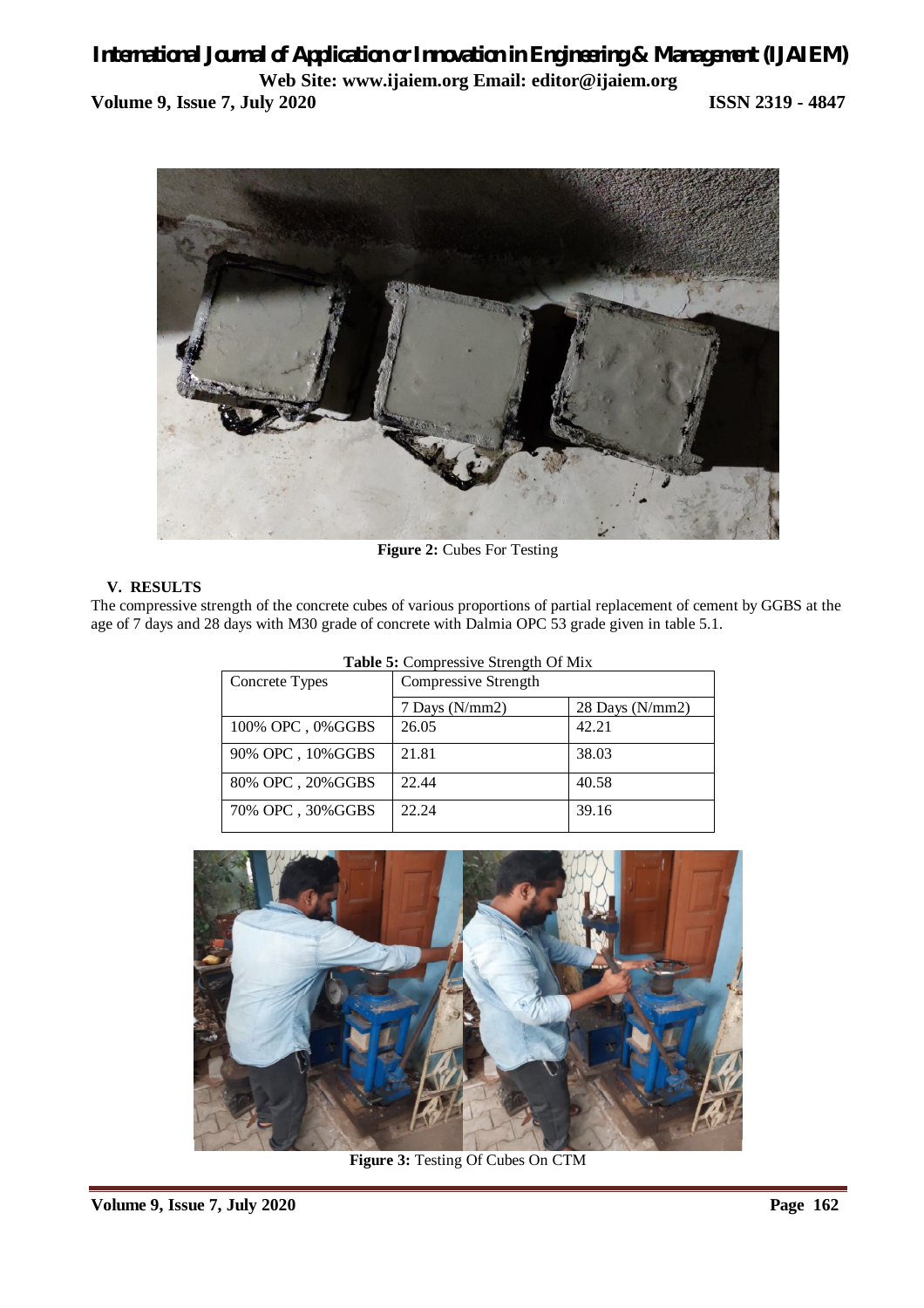**Figure 2:** Cubes For Testing

## V. RESULTS

The compressive strength of the concrete cubes of various proportions of partial replacement of cement by GGBS at the age of 7 days and 28 days with M30 grade of concrete with Dalmia OPC 53 grade given in table 5.1.

**Table 5:** Compressive Strength Of Mix

| Concrete Types | Compressive Strength | |
|---|---|---|
| | 7 Days (N/mm2) | 28 Days (N/mm2) |
| 100% OPC , 0%GGBS | 26.05 | 42.21 |
| 90% OPC , 10%GGBS | 21.81 | 38.03 |
| 80% OPC , 20%GGBS | 22.44 | 40.58 |
| 70% OPC , 30%GGBS | 22.24 | 39.16 |

**Figure 3:** Testing Of Cubes On CTM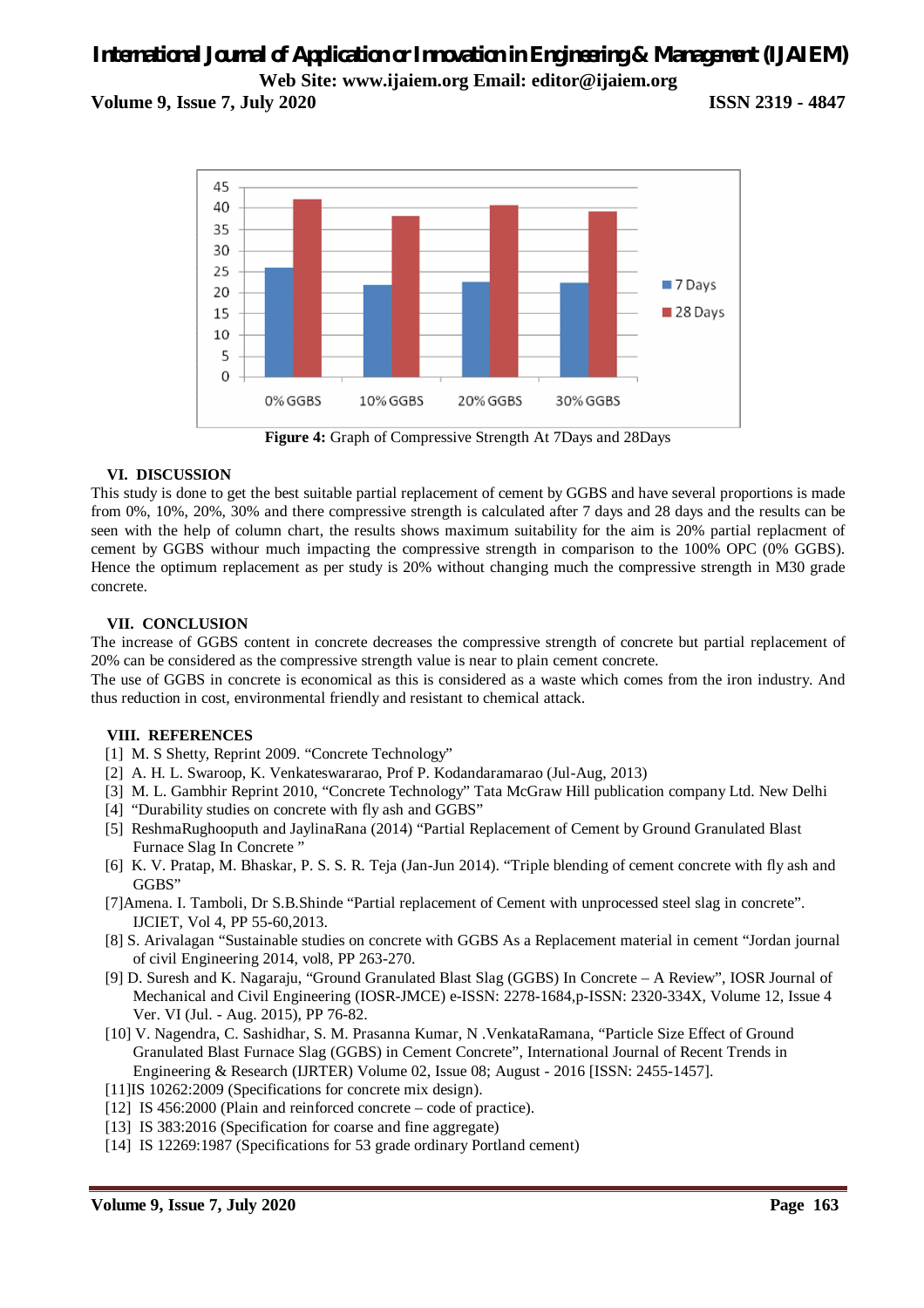45
40
35
30
25
20
15
10
5
0

0% GGBS
10% GGBS
20% GGBS
30% GGBS

7 Days
28 Days

**Figure 4:** Graph of Compressive Strength At 7Days and 28Days

## VI. DISCUSSION

This study is done to get the best suitable partial replacement of cement by GGBS and have several proportions is made from 0%, 10%, 20%, 30% and there compressive strength is calculated after 7 days and 28 days and the results can be seen with the help of column chart, the results shows maximum suitability for the aim is 20% partial replacment of cement by GGBS withour much impacting the compressive strength in comparison to the 100% OPC (0% GGBS). Hence the optimum replacement as per study is 20% without changing much the compressive strength in M30 grade concrete.

## VII. CONCLUSION

The increase of GGBS content in concrete decreases the compressive strength of concrete but partial replacement of 20% can be considered as the compressive strength value is near to plain cement concrete.

The use of GGBS in concrete is economical as this is considered as a waste which comes from the iron industry. And thus reduction in cost, environmental friendly and resistant to chemical attack.

## VIII. REFERENCES

[1] M. S Shetty, Reprint 2009. "Concrete Technology"

[2] A. H. L. Swaroop, K. Venkateswararao, Prof P. Kodandaramarao (Jul-Aug, 2013)

[3] M. L. Gambhir Reprint 2010, "Concrete Technology" Tata McGraw Hill publication company Ltd. New Delhi

[4] "Durability studies on concrete with fly ash and GGBS"

[5] ReshmaRughooputh and JaylinaRana (2014) "Partial Replacement of Cement by Ground Granulated Blast Furnace Slag In Concrete "

[6] K. V. Pratap, M. Bhaskar, P. S. S. R. Teja (Jan-Jun 2014). "Triple blending of cement concrete with fly ash and GGBS"

[7]Amena. I. Tamboli, Dr S.B.Shinde "Partial replacement of Cement with unprocessed steel slag in concrete". IJCIET, Vol 4, PP 55-60,2013.

[8] S. Arivalagan "Sustainable studies on concrete with GGBS As a Replacement material in cement "Jordan journal of civil Engineering 2014, vol8, PP 263-270.

[9] D. Suresh and K. Nagaraju, "Ground Granulated Blast Slag (GGBS) In Concrete – A Review", IOSR Journal of Mechanical and Civil Engineering (IOSR-JMCE) e-ISSN: 2278-1684,p-ISSN: 2320-334X, Volume 12, Issue 4 Ver. VI (Jul. - Aug. 2015), PP 76-82.

[10] V. Nagendra, C. Sashidhar, S. M. Prasanna Kumar, N .VenkataRamana, "Particle Size Effect of Ground Granulated Blast Furnace Slag (GGBS) in Cement Concrete", International Journal of Recent Trends in Engineering & Research (IJRTER) Volume 02, Issue 08; August - 2016 [ISSN: 2455-1457].

[11]IS 10262:2009 (Specifications for concrete mix design).

[12] IS 456:2000 (Plain and reinforced concrete – code of practice).

[13] IS 383:2016 (Specification for coarse and fine aggregate)

[14] IS 12269:1987 (Specifications for 53 grade ordinary Portland cement)